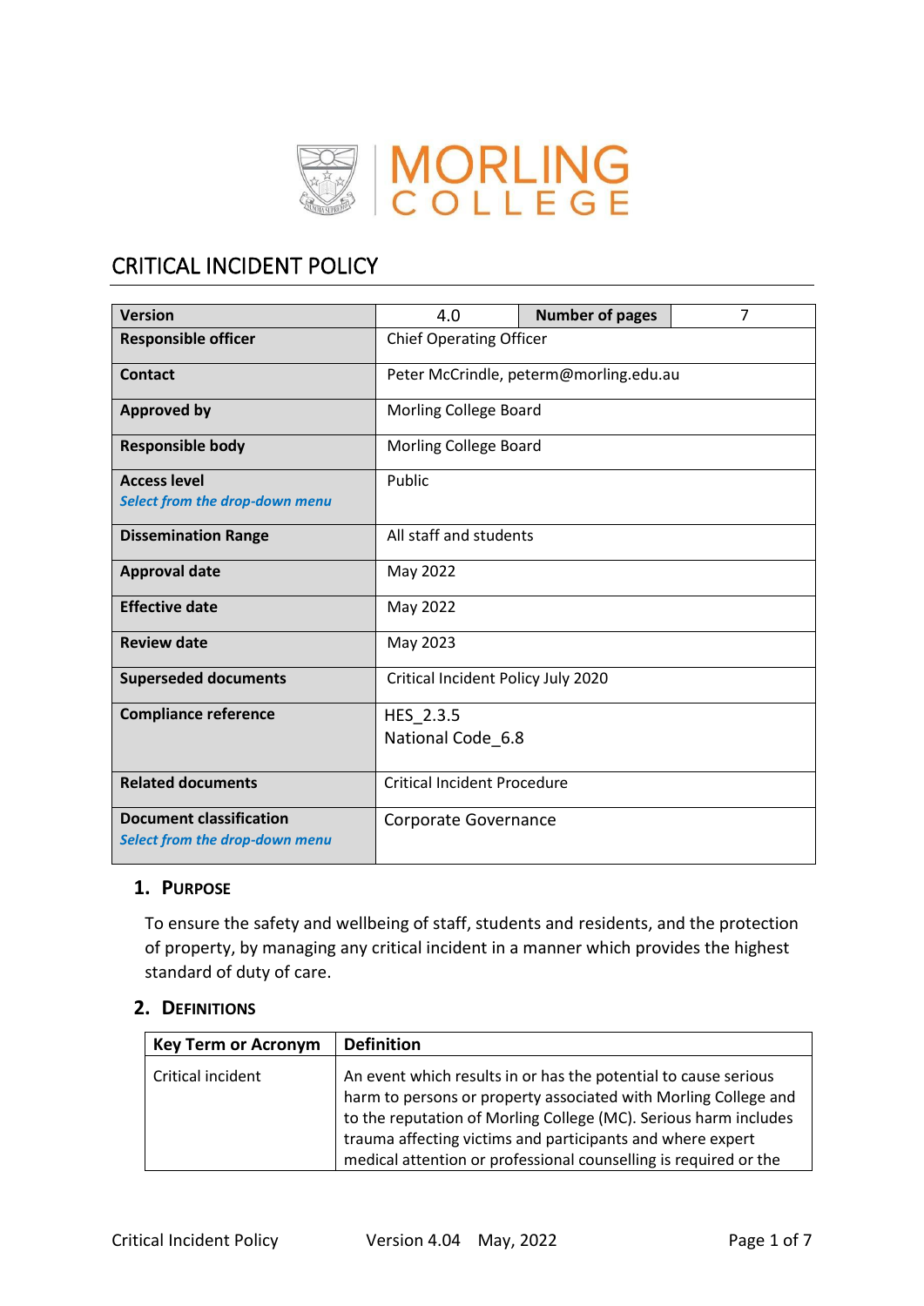MORLING COLLEGE

# CRITICAL INCIDENT POLICY

| Version | 4.0 | Number of pages | 7 |
|---|---|---|---|
| Responsible officer | Chief Operating Officer | | |
| Contact | Peter McCrindle, peterm@morling.edu.au | | |
| Approved by | Morling College Board | | |
| Responsible body | Morling College Board | | |
| Access level *Select from the drop-down menu* | Public | | |
| Dissemination Range | All staff and students | | |
| Approval date | May 2022 | | |
| Effective date | May 2022 | | |
| Review date | May 2023 | | |
| Superseded documents | Critical Incident Policy July 2020 | | |
| Compliance reference | HES_2.3.5<br>National Code_6.8 | | |
| Related documents | Critical Incident Procedure | | |
| Document classification *Select from the drop-down menu* | Corporate Governance | | |

## 1. Purpose

To ensure the safety and wellbeing of staff, students and residents, and the protection of property, by managing any critical incident in a manner which provides the highest standard of duty of care.

## 2. Definitions

| Key Term or Acronym | Definition |
|---|---|
| Critical incident | An event which results in or has the potential to cause serious harm to persons or property associated with Morling College and to the reputation of Morling College (MC). Serious harm includes trauma affecting victims and participants and where expert medical attention or professional counselling is required or the |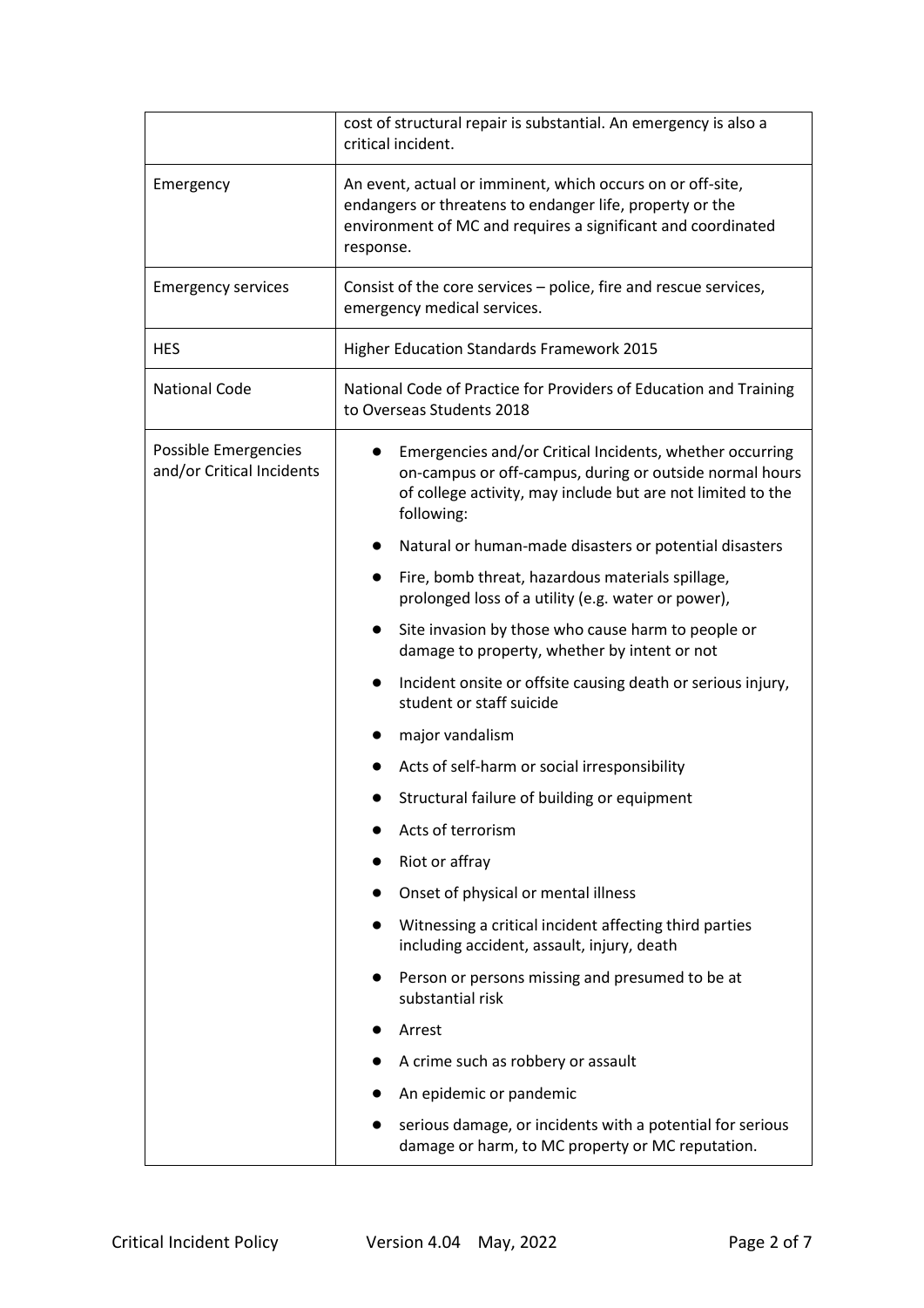|  |  |
|---|---|
|  | cost of structural repair is substantial. An emergency is also a critical incident. |
| Emergency | An event, actual or imminent, which occurs on or off-site, endangers or threatens to endanger life, property or the environment of MC and requires a significant and coordinated response. |
| Emergency services | Consist of the core services – police, fire and rescue services, emergency medical services. |
| HES | Higher Education Standards Framework 2015 |
| National Code | National Code of Practice for Providers of Education and Training to Overseas Students 2018 |
| Possible Emergencies and/or Critical Incidents | • Emergencies and/or Critical Incidents, whether occurring on-campus or off-campus, during or outside normal hours of college activity, may include but are not limited to the following:<br>• Natural or human-made disasters or potential disasters<br>• Fire, bomb threat, hazardous materials spillage, prolonged loss of a utility (e.g. water or power),<br>• Site invasion by those who cause harm to people or damage to property, whether by intent or not<br>• Incident onsite or offsite causing death or serious injury, student or staff suicide<br>• major vandalism<br>• Acts of self-harm or social irresponsibility<br>• Structural failure of building or equipment<br>• Acts of terrorism<br>• Riot or affray<br>• Onset of physical or mental illness<br>• Witnessing a critical incident affecting third parties including accident, assault, injury, death<br>• Person or persons missing and presumed to be at substantial risk<br>• Arrest<br>• A crime such as robbery or assault<br>• An epidemic or pandemic<br>• serious damage, or incidents with a potential for serious damage or harm, to MC property or MC reputation. |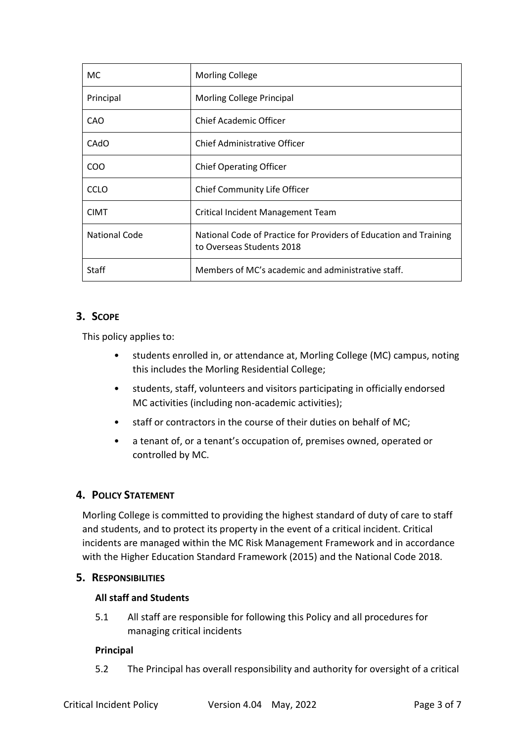| MC | Morling College |
| --- | --- |
| Principal | Morling College Principal |
| CAO | Chief Academic Officer |
| CAdO | Chief Administrative Officer |
| COO | Chief Operating Officer |
| CCLO | Chief Community Life Officer |
| CIMT | Critical Incident Management Team |
| National Code | National Code of Practice for Providers of Education and Training to Overseas Students 2018 |
| Staff | Members of MC's academic and administrative staff. |

## 3. Scope

This policy applies to:

- students enrolled in, or attendance at, Morling College (MC) campus, noting this includes the Morling Residential College;
- students, staff, volunteers and visitors participating in officially endorsed MC activities (including non-academic activities);
- staff or contractors in the course of their duties on behalf of MC;
- a tenant of, or a tenant's occupation of, premises owned, operated or controlled by MC.

## 4. Policy Statement

Morling College is committed to providing the highest standard of duty of care to staff and students, and to protect its property in the event of a critical incident. Critical incidents are managed within the MC Risk Management Framework and in accordance with the Higher Education Standard Framework (2015) and the National Code 2018.

## 5. Responsibilities

**All staff and Students**

5.1 All staff are responsible for following this Policy and all procedures for managing critical incidents

**Principal**

5.2 The Principal has overall responsibility and authority for oversight of a critical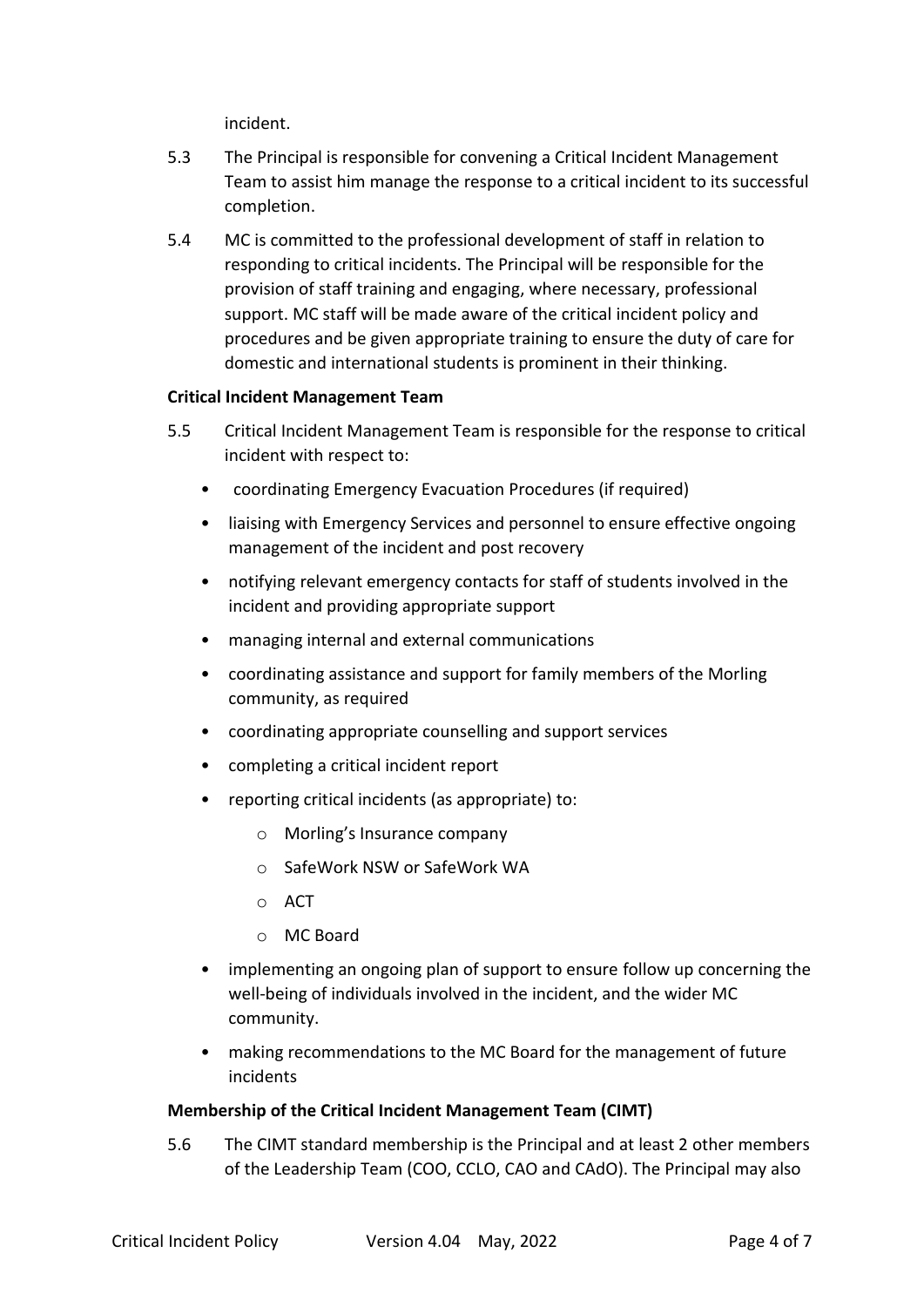incident.

5.3 The Principal is responsible for convening a Critical Incident Management Team to assist him manage the response to a critical incident to its successful completion.

5.4 MC is committed to the professional development of staff in relation to responding to critical incidents. The Principal will be responsible for the provision of staff training and engaging, where necessary, professional support. MC staff will be made aware of the critical incident policy and procedures and be given appropriate training to ensure the duty of care for domestic and international students is prominent in their thinking.

**Critical Incident Management Team**

5.5 Critical Incident Management Team is responsible for the response to critical incident with respect to:

- coordinating Emergency Evacuation Procedures (if required)
- liaising with Emergency Services and personnel to ensure effective ongoing management of the incident and post recovery
- notifying relevant emergency contacts for staff of students involved in the incident and providing appropriate support
- managing internal and external communications
- coordinating assistance and support for family members of the Morling community, as required
- coordinating appropriate counselling and support services
- completing a critical incident report
- reporting critical incidents (as appropriate) to:
  - Morling's Insurance company
  - SafeWork NSW or SafeWork WA
  - ACT
  - MC Board
- implementing an ongoing plan of support to ensure follow up concerning the well-being of individuals involved in the incident, and the wider MC community.
- making recommendations to the MC Board for the management of future incidents

**Membership of the Critical Incident Management Team (CIMT)**

5.6 The CIMT standard membership is the Principal and at least 2 other members of the Leadership Team (COO, CCLO, CAO and CAdO). The Principal may also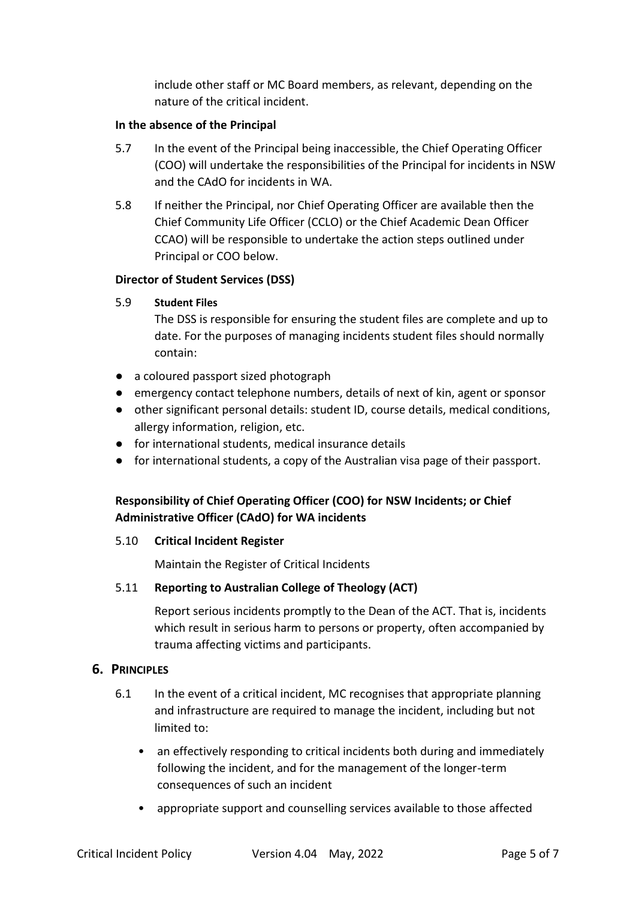include other staff or MC Board members, as relevant, depending on the nature of the critical incident.

**In the absence of the Principal**

5.7 In the event of the Principal being inaccessible, the Chief Operating Officer (COO) will undertake the responsibilities of the Principal for incidents in NSW and the CAdO for incidents in WA.

5.8 If neither the Principal, nor Chief Operating Officer are available then the Chief Community Life Officer (CCLO) or the Chief Academic Dean Officer CCAO) will be responsible to undertake the action steps outlined under Principal or COO below.

**Director of Student Services (DSS)**

5.9 **Student Files**

The DSS is responsible for ensuring the student files are complete and up to date. For the purposes of managing incidents student files should normally contain:

- a coloured passport sized photograph
- emergency contact telephone numbers, details of next of kin, agent or sponsor
- other significant personal details: student ID, course details, medical conditions, allergy information, religion, etc.
- for international students, medical insurance details
- for international students, a copy of the Australian visa page of their passport.

**Responsibility of Chief Operating Officer (COO) for NSW Incidents; or Chief Administrative Officer (CAdO) for WA incidents**

5.10 **Critical Incident Register**

Maintain the Register of Critical Incidents

5.11 **Reporting to Australian College of Theology (ACT)**

Report serious incidents promptly to the Dean of the ACT. That is, incidents which result in serious harm to persons or property, often accompanied by trauma affecting victims and participants.

## 6. PRINCIPLES

6.1 In the event of a critical incident, MC recognises that appropriate planning and infrastructure are required to manage the incident, including but not limited to:

- an effectively responding to critical incidents both during and immediately following the incident, and for the management of the longer-term consequences of such an incident
- appropriate support and counselling services available to those affected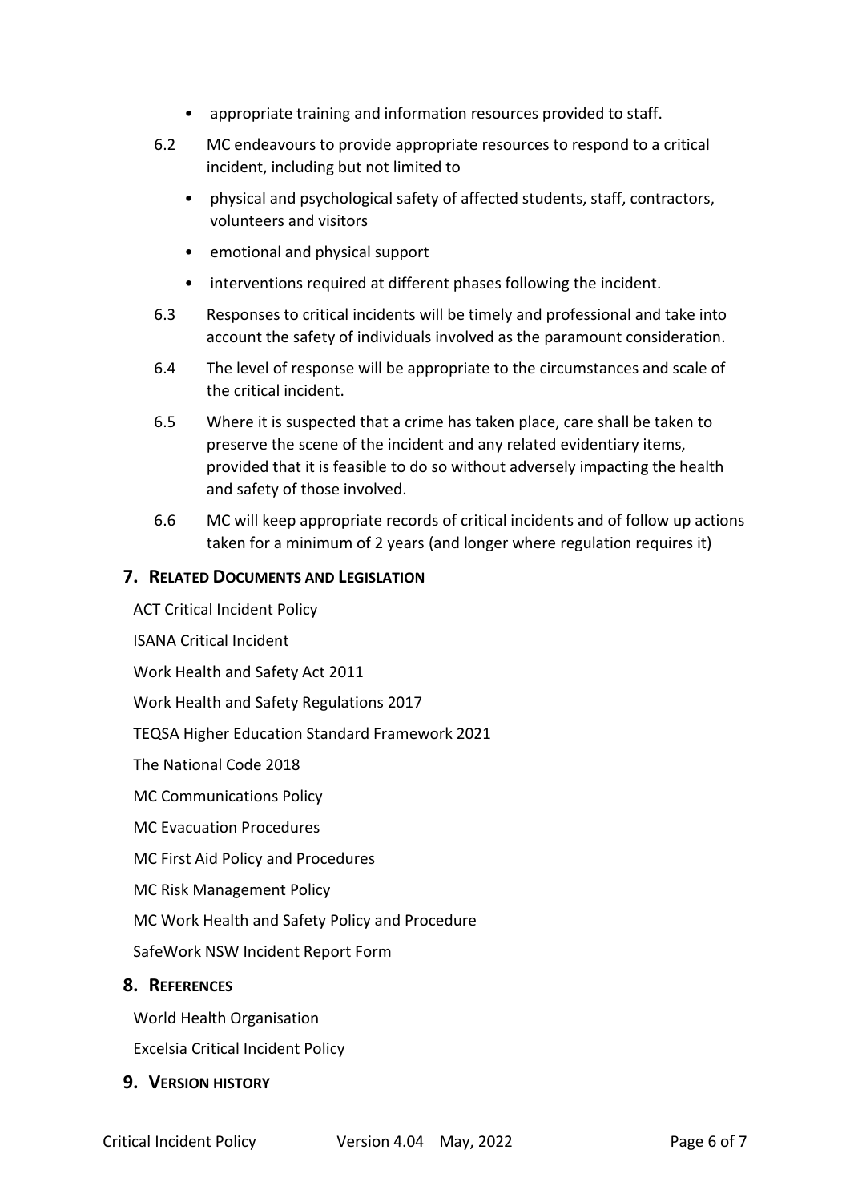- appropriate training and information resources provided to staff.

6.2 MC endeavours to provide appropriate resources to respond to a critical incident, including but not limited to

- physical and psychological safety of affected students, staff, contractors, volunteers and visitors
- emotional and physical support
- interventions required at different phases following the incident.

6.3 Responses to critical incidents will be timely and professional and take into account the safety of individuals involved as the paramount consideration.

6.4 The level of response will be appropriate to the circumstances and scale of the critical incident.

6.5 Where it is suspected that a crime has taken place, care shall be taken to preserve the scene of the incident and any related evidentiary items, provided that it is feasible to do so without adversely impacting the health and safety of those involved.

6.6 MC will keep appropriate records of critical incidents and of follow up actions taken for a minimum of 2 years (and longer where regulation requires it)

## 7. Related Documents and Legislation

ACT Critical Incident Policy

ISANA Critical Incident

Work Health and Safety Act 2011

Work Health and Safety Regulations 2017

TEQSA Higher Education Standard Framework 2021

The National Code 2018

MC Communications Policy

MC Evacuation Procedures

MC First Aid Policy and Procedures

MC Risk Management Policy

MC Work Health and Safety Policy and Procedure

SafeWork NSW Incident Report Form

## 8. References

World Health Organisation

Excelsia Critical Incident Policy

## 9. Version history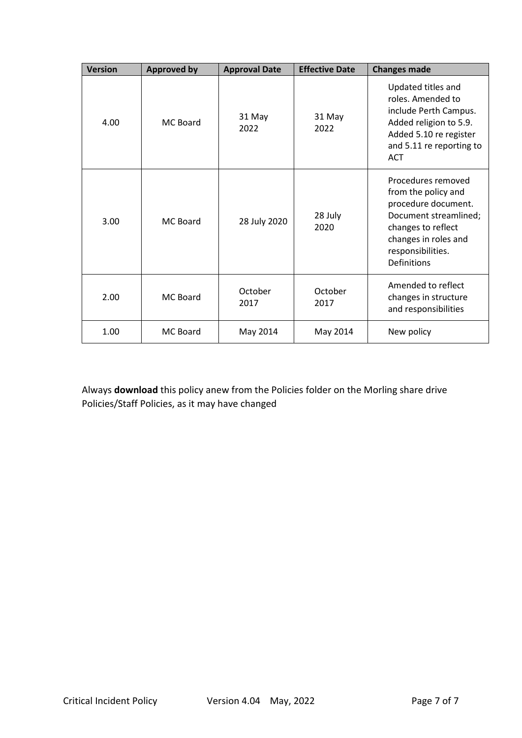| Version | Approved by | Approval Date | Effective Date | Changes made |
| --- | --- | --- | --- | --- |
| 4.00 | MC Board | 31 May 2022 | 31 May 2022 | Updated titles and roles. Amended to include Perth Campus. Added religion to 5.9. Added 5.10 re register and 5.11 re reporting to ACT |
| 3.00 | MC Board | 28 July 2020 | 28 July 2020 | Procedures removed from the policy and procedure document. Document streamlined; changes to reflect changes in roles and responsibilities. Definitions |
| 2.00 | MC Board | October 2017 | October 2017 | Amended to reflect changes in structure and responsibilities |
| 1.00 | MC Board | May 2014 | May 2014 | New policy |

Always **download** this policy anew from the Policies folder on the Morling share drive Policies/Staff Policies, as it may have changed